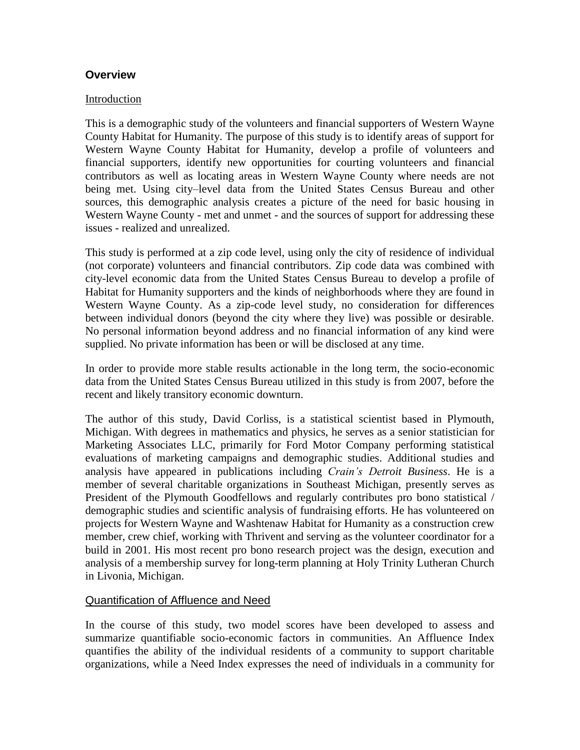## Overview

### Introduction

This is a demographic study of the volunteers and financial supporters of Western Wayne County Habitat for Humanity. The purpose of this study is to identify areas of support for Western Wayne County Habitat for Humanity, develop a profile of volunteers and financial supporters, identify new opportunities for courting volunteers and financial contributors as well as locating areas in Western Wayne County where needs are not being met. Using city–level data from the United States Census Bureau and other sources, this demographic analysis creates a picture of the need for basic housing in Western Wayne County - met and unmet - and the sources of support for addressing these issues - realized and unrealized.

This study is performed at a zip code level, using only the city of residence of individual (not corporate) volunteers and financial contributors. Zip code data was combined with city-level economic data from the United States Census Bureau to develop a profile of Habitat for Humanity supporters and the kinds of neighborhoods where they are found in Western Wayne County. As a zip-code level study, no consideration for differences between individual donors (beyond the city where they live) was possible or desirable. No personal information beyond address and no financial information of any kind were supplied. No private information has been or will be disclosed at any time.

In order to provide more stable results actionable in the long term, the socio-economic data from the United States Census Bureau utilized in this study is from 2007, before the recent and likely transitory economic downturn.

The author of this study, David Corliss, is a statistical scientist based in Plymouth, Michigan. With degrees in mathematics and physics, he serves as a senior statistician for Marketing Associates LLC, primarily for Ford Motor Company performing statistical evaluations of marketing campaigns and demographic studies. Additional studies and analysis have appeared in publications including *Crain's Detroit Business*. He is a member of several charitable organizations in Southeast Michigan, presently serves as President of the Plymouth Goodfellows and regularly contributes pro bono statistical / demographic studies and scientific analysis of fundraising efforts. He has volunteered on projects for Western Wayne and Washtenaw Habitat for Humanity as a construction crew member, crew chief, working with Thrivent and serving as the volunteer coordinator for a build in 2001. His most recent pro bono research project was the design, execution and analysis of a membership survey for long-term planning at Holy Trinity Lutheran Church in Livonia, Michigan.

### Quantification of Affluence and Need

In the course of this study, two model scores have been developed to assess and summarize quantifiable socio-economic factors in communities. An Affluence Index quantifies the ability of the individual residents of a community to support charitable organizations, while a Need Index expresses the need of individuals in a community for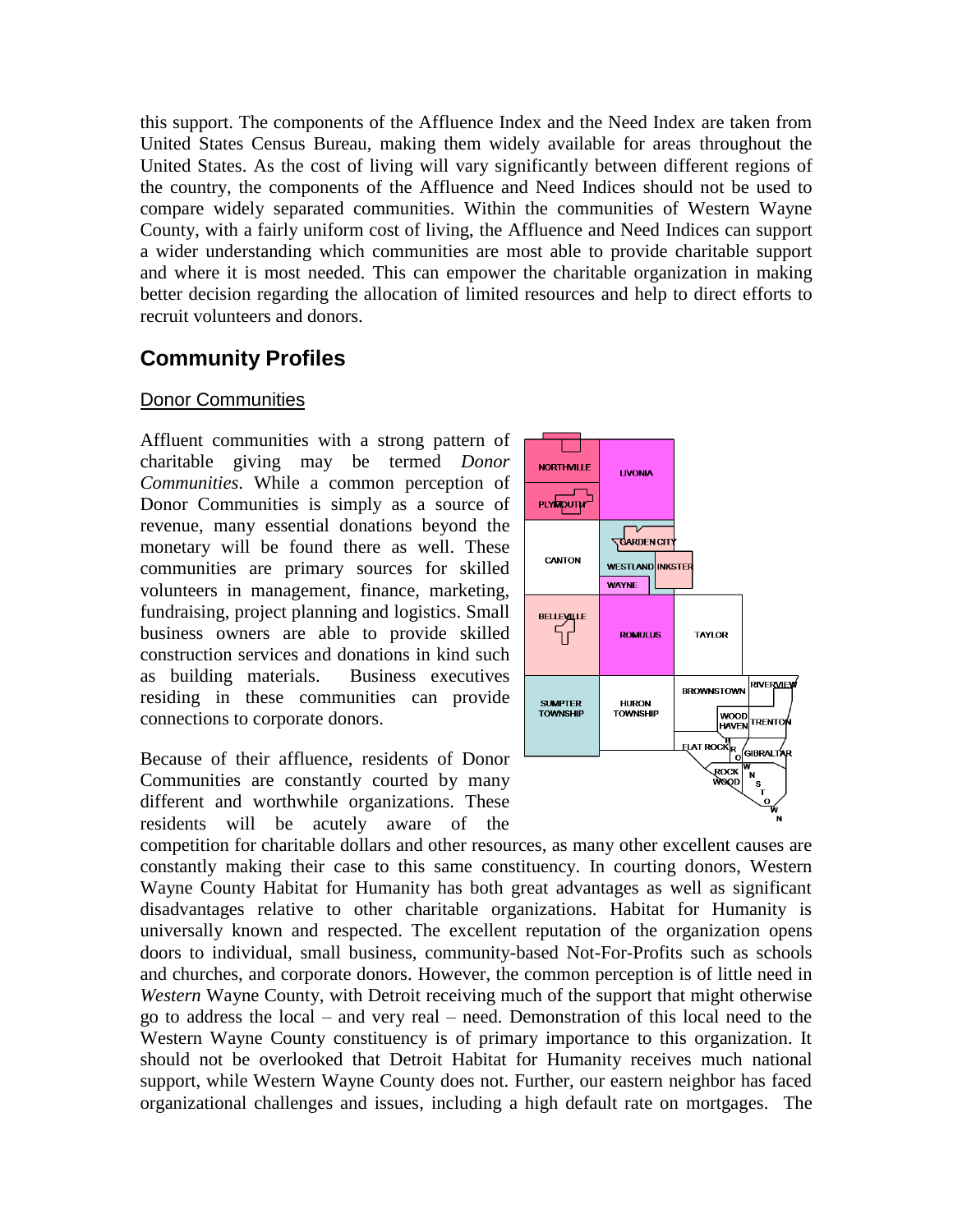this support. The components of the Affluence Index and the Need Index are taken from United States Census Bureau, making them widely available for areas throughout the United States. As the cost of living will vary significantly between different regions of the country, the components of the Affluence and Need Indices should not be used to compare widely separated communities. Within the communities of Western Wayne County, with a fairly uniform cost of living, the Affluence and Need Indices can support a wider understanding which communities are most able to provide charitable support and where it is most needed. This can empower the charitable organization in making better decision regarding the allocation of limited resources and help to direct efforts to recruit volunteers and donors.

## Community Profiles

### Donor Communities

Affluent communities with a strong pattern of charitable giving may be termed *Donor Communities*. While a common perception of Donor Communities is simply as a source of revenue, many essential donations beyond the monetary will be found there as well. These communities are primary sources for skilled volunteers in management, finance, marketing, fundraising, project planning and logistics. Small business owners are able to provide skilled construction services and donations in kind such as building materials. Business executives residing in these communities can provide connections to corporate donors.

Because of their affluence, residents of Donor Communities are constantly courted by many different and worthwhile organizations. These residents will be acutely aware of the competition for charitable dollars and other resources, as many other excellent causes are constantly making their case to this same constituency. In courting donors, Western Wayne County Habitat for Humanity has both great advantages as well as significant disadvantages relative to other charitable organizations. Habitat for Humanity is universally known and respected. The excellent reputation of the organization opens doors to individual, small business, community-based Not-For-Profits such as schools and churches, and corporate donors. However, the common perception is of little need in *Western* Wayne County, with Detroit receiving much of the support that might otherwise go to address the local – and very real – need. Demonstration of this local need to the Western Wayne County constituency is of primary importance to this organization. It should not be overlooked that Detroit Habitat for Humanity receives much national support, while Western Wayne County does not. Further, our eastern neighbor has faced organizational challenges and issues, including a high default rate on mortgages. The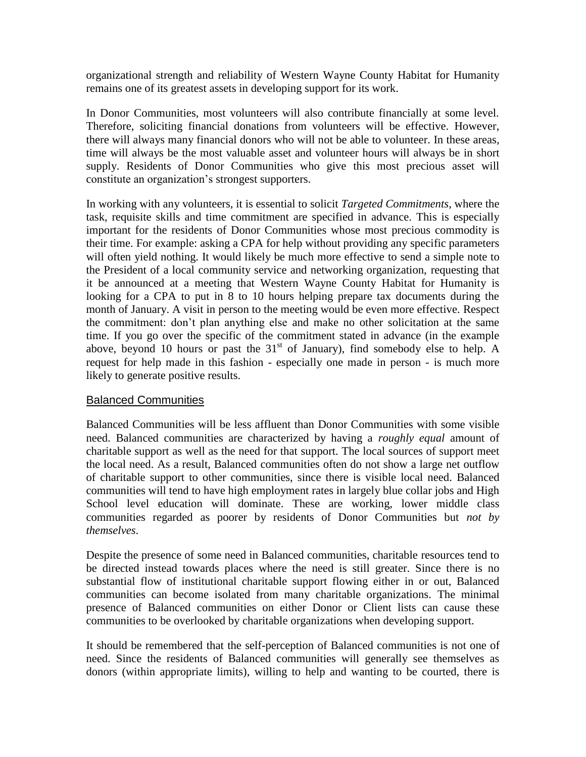organizational strength and reliability of Western Wayne County Habitat for Humanity remains one of its greatest assets in developing support for its work.

In Donor Communities, most volunteers will also contribute financially at some level. Therefore, soliciting financial donations from volunteers will be effective. However, there will always many financial donors who will not be able to volunteer. In these areas, time will always be the most valuable asset and volunteer hours will always be in short supply. Residents of Donor Communities who give this most precious asset will constitute an organization's strongest supporters.

In working with any volunteers, it is essential to solicit *Targeted Commitments*, where the task, requisite skills and time commitment are specified in advance. This is especially important for the residents of Donor Communities whose most precious commodity is their time. For example: asking a CPA for help without providing any specific parameters will often yield nothing. It would likely be much more effective to send a simple note to the President of a local community service and networking organization, requesting that it be announced at a meeting that Western Wayne County Habitat for Humanity is looking for a CPA to put in 8 to 10 hours helping prepare tax documents during the month of January. A visit in person to the meeting would be even more effective. Respect the commitment: don't plan anything else and make no other solicitation at the same time. If you go over the specific of the commitment stated in advance (in the example above, beyond 10 hours or past the 31st of January), find somebody else to help. A request for help made in this fashion - especially one made in person - is much more likely to generate positive results.

## Balanced Communities

Balanced Communities will be less affluent than Donor Communities with some visible need. Balanced communities are characterized by having a *roughly equal* amount of charitable support as well as the need for that support. The local sources of support meet the local need. As a result, Balanced communities often do not show a large net outflow of charitable support to other communities, since there is visible local need. Balanced communities will tend to have high employment rates in largely blue collar jobs and High School level education will dominate. These are working, lower middle class communities regarded as poorer by residents of Donor Communities but *not by themselves*.

Despite the presence of some need in Balanced communities, charitable resources tend to be directed instead towards places where the need is still greater. Since there is no substantial flow of institutional charitable support flowing either in or out, Balanced communities can become isolated from many charitable organizations. The minimal presence of Balanced communities on either Donor or Client lists can cause these communities to be overlooked by charitable organizations when developing support.

It should be remembered that the self-perception of Balanced communities is not one of need. Since the residents of Balanced communities will generally see themselves as donors (within appropriate limits), willing to help and wanting to be courted, there is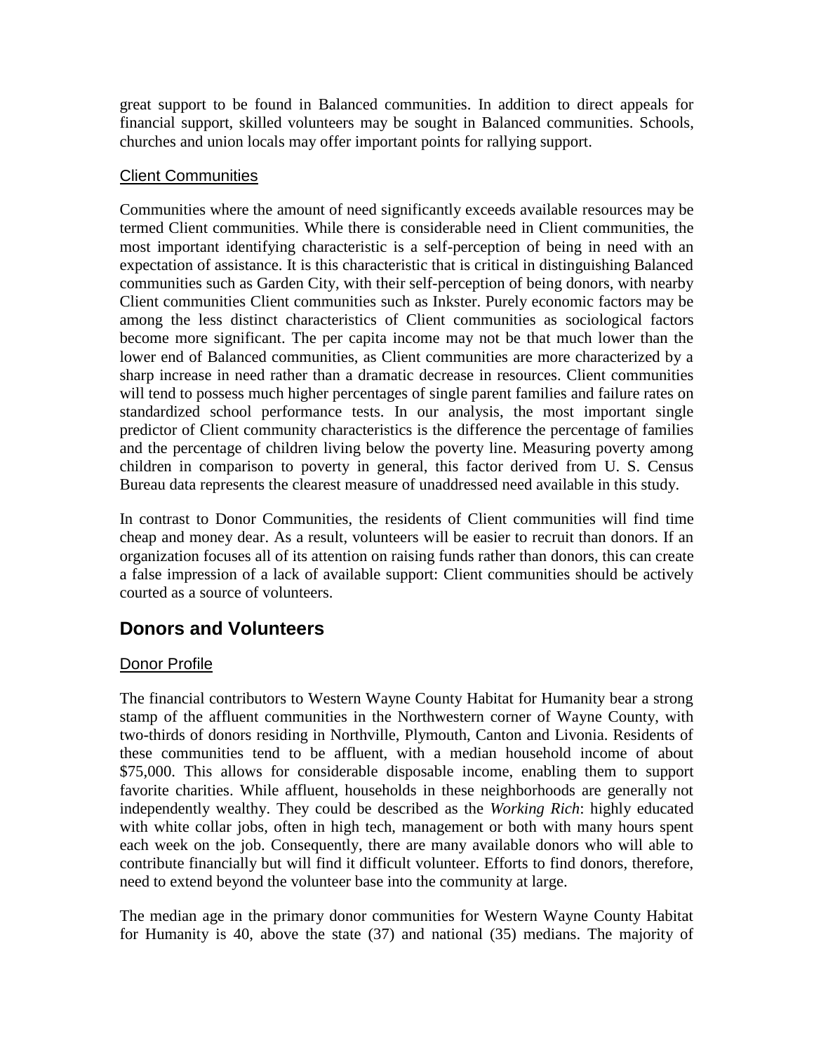great support to be found in Balanced communities. In addition to direct appeals for financial support, skilled volunteers may be sought in Balanced communities. Schools, churches and union locals may offer important points for rallying support.

### Client Communities

Communities where the amount of need significantly exceeds available resources may be termed Client communities. While there is considerable need in Client communities, the most important identifying characteristic is a self-perception of being in need with an expectation of assistance. It is this characteristic that is critical in distinguishing Balanced communities such as Garden City, with their self-perception of being donors, with nearby Client communities Client communities such as Inkster. Purely economic factors may be among the less distinct characteristics of Client communities as sociological factors become more significant. The per capita income may not be that much lower than the lower end of Balanced communities, as Client communities are more characterized by a sharp increase in need rather than a dramatic decrease in resources. Client communities will tend to possess much higher percentages of single parent families and failure rates on standardized school performance tests. In our analysis, the most important single predictor of Client community characteristics is the difference the percentage of families and the percentage of children living below the poverty line. Measuring poverty among children in comparison to poverty in general, this factor derived from U. S. Census Bureau data represents the clearest measure of unaddressed need available in this study.

In contrast to Donor Communities, the residents of Client communities will find time cheap and money dear. As a result, volunteers will be easier to recruit than donors. If an organization focuses all of its attention on raising funds rather than donors, this can create a false impression of a lack of available support: Client communities should be actively courted as a source of volunteers.

## Donors and Volunteers

### Donor Profile

The financial contributors to Western Wayne County Habitat for Humanity bear a strong stamp of the affluent communities in the Northwestern corner of Wayne County, with two-thirds of donors residing in Northville, Plymouth, Canton and Livonia. Residents of these communities tend to be affluent, with a median household income of about \$75,000. This allows for considerable disposable income, enabling them to support favorite charities. While affluent, households in these neighborhoods are generally not independently wealthy. They could be described as the *Working Rich*: highly educated with white collar jobs, often in high tech, management or both with many hours spent each week on the job. Consequently, there are many available donors who will able to contribute financially but will find it difficult volunteer. Efforts to find donors, therefore, need to extend beyond the volunteer base into the community at large.

The median age in the primary donor communities for Western Wayne County Habitat for Humanity is 40, above the state (37) and national (35) medians. The majority of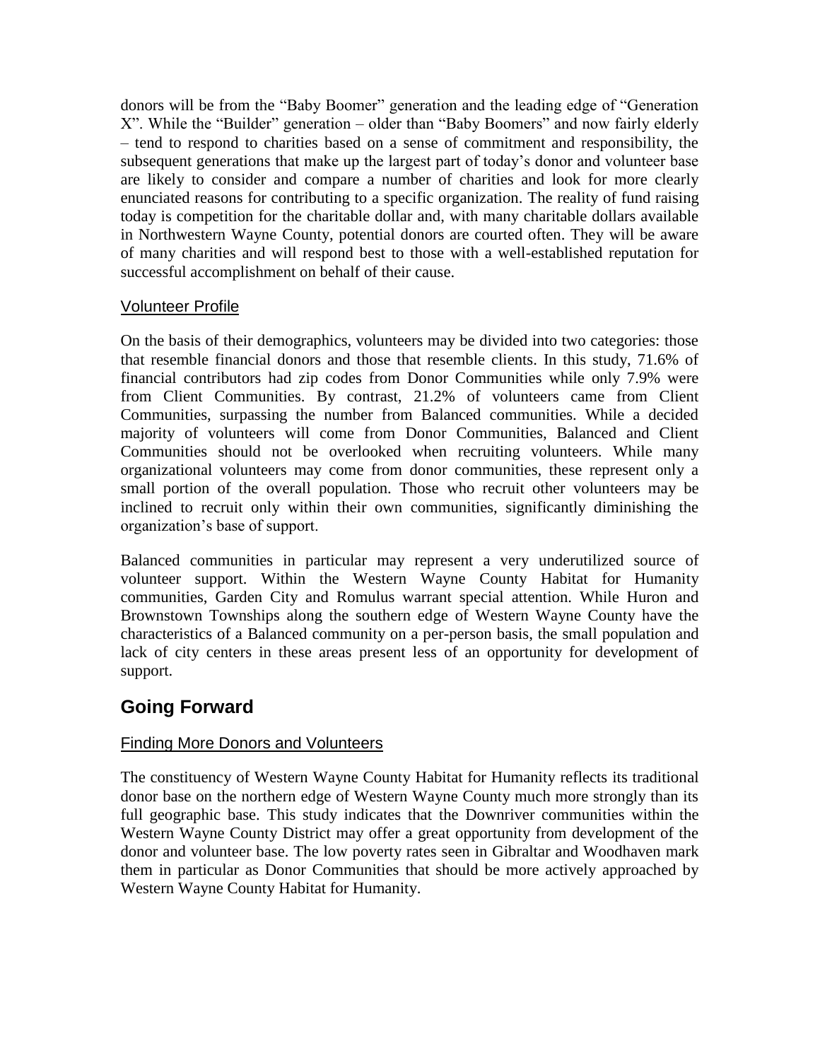donors will be from the "Baby Boomer" generation and the leading edge of "Generation X". While the "Builder" generation – older than "Baby Boomers" and now fairly elderly – tend to respond to charities based on a sense of commitment and responsibility, the subsequent generations that make up the largest part of today's donor and volunteer base are likely to consider and compare a number of charities and look for more clearly enunciated reasons for contributing to a specific organization. The reality of fund raising today is competition for the charitable dollar and, with many charitable dollars available in Northwestern Wayne County, potential donors are courted often. They will be aware of many charities and will respond best to those with a well-established reputation for successful accomplishment on behalf of their cause.

### Volunteer Profile

On the basis of their demographics, volunteers may be divided into two categories: those that resemble financial donors and those that resemble clients. In this study, 71.6% of financial contributors had zip codes from Donor Communities while only 7.9% were from Client Communities. By contrast, 21.2% of volunteers came from Client Communities, surpassing the number from Balanced communities. While a decided majority of volunteers will come from Donor Communities, Balanced and Client Communities should not be overlooked when recruiting volunteers. While many organizational volunteers may come from donor communities, these represent only a small portion of the overall population. Those who recruit other volunteers may be inclined to recruit only within their own communities, significantly diminishing the organization's base of support.

Balanced communities in particular may represent a very underutilized source of volunteer support. Within the Western Wayne County Habitat for Humanity communities, Garden City and Romulus warrant special attention. While Huron and Brownstown Townships along the southern edge of Western Wayne County have the characteristics of a Balanced community on a per-person basis, the small population and lack of city centers in these areas present less of an opportunity for development of support.

## Going Forward

### Finding More Donors and Volunteers

The constituency of Western Wayne County Habitat for Humanity reflects its traditional donor base on the northern edge of Western Wayne County much more strongly than its full geographic base. This study indicates that the Downriver communities within the Western Wayne County District may offer a great opportunity from development of the donor and volunteer base. The low poverty rates seen in Gibraltar and Woodhaven mark them in particular as Donor Communities that should be more actively approached by Western Wayne County Habitat for Humanity.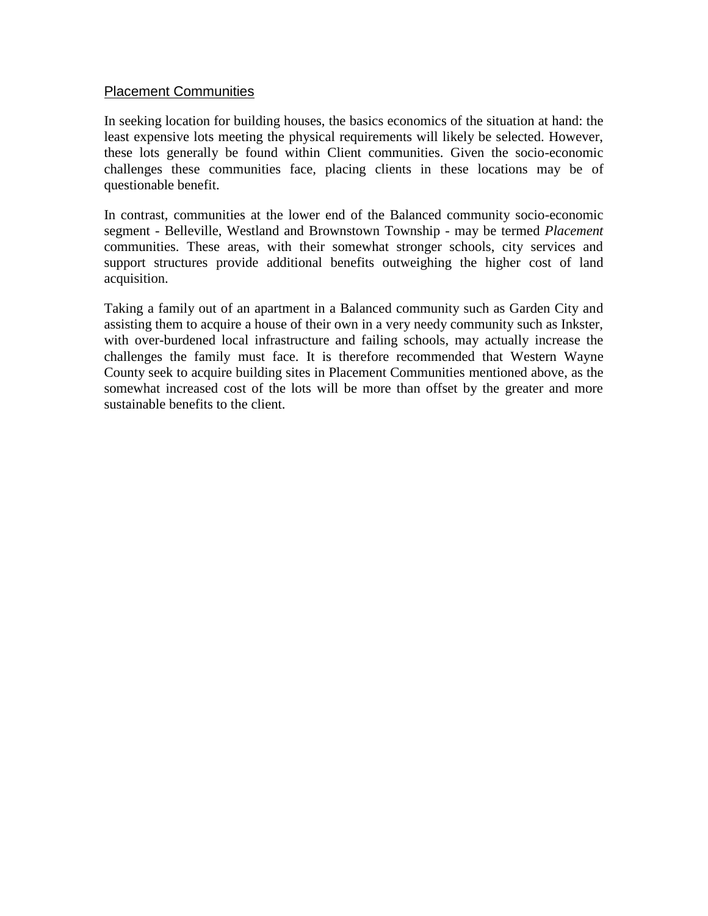## Placement Communities

In seeking location for building houses, the basics economics of the situation at hand: the least expensive lots meeting the physical requirements will likely be selected. However, these lots generally be found within Client communities. Given the socio-economic challenges these communities face, placing clients in these locations may be of questionable benefit.

In contrast, communities at the lower end of the Balanced community socio-economic segment - Belleville, Westland and Brownstown Township - may be termed *Placement* communities. These areas, with their somewhat stronger schools, city services and support structures provide additional benefits outweighing the higher cost of land acquisition.

Taking a family out of an apartment in a Balanced community such as Garden City and assisting them to acquire a house of their own in a very needy community such as Inkster, with over-burdened local infrastructure and failing schools, may actually increase the challenges the family must face. It is therefore recommended that Western Wayne County seek to acquire building sites in Placement Communities mentioned above, as the somewhat increased cost of the lots will be more than offset by the greater and more sustainable benefits to the client.